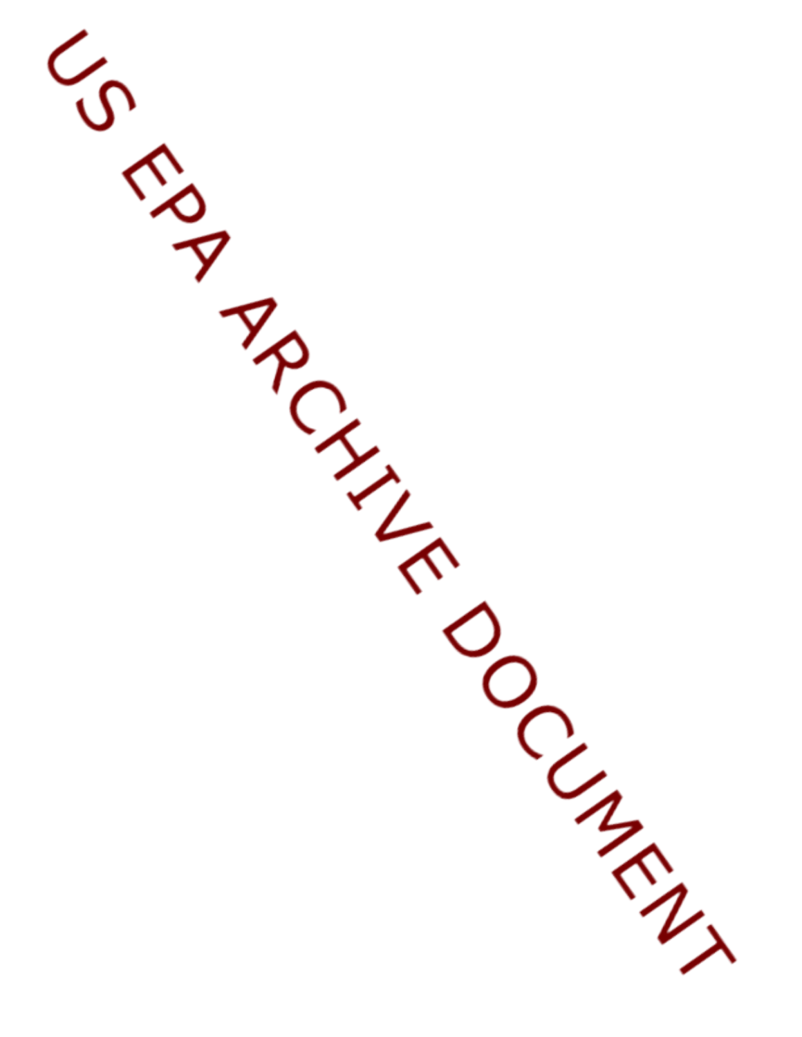US EPA ARCHIVE DOCUMENT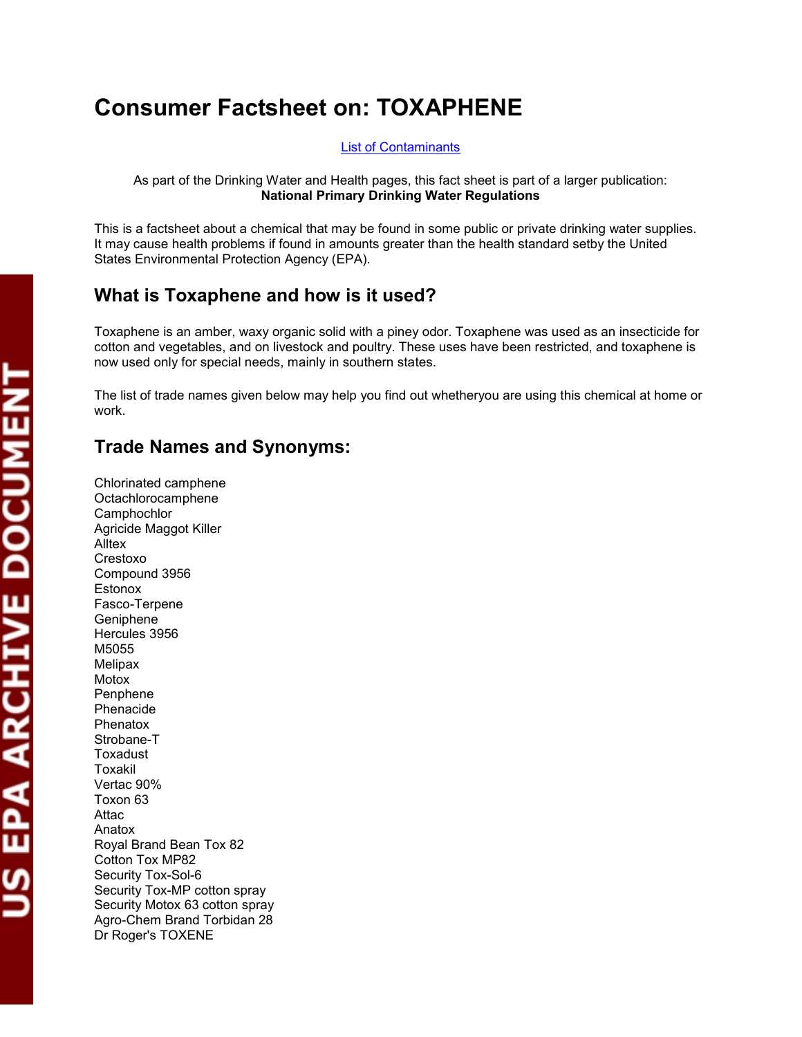# Consumer Factsheet on: TOXAPHENE

List of Contaminants

As part of the Drinking Water and Health pages, this fact sheet is part of a larger publication: **National Primary Drinking Water Regulations**

This is a factsheet about a chemical that may be found in some public or private drinking water supplies. It may cause health problems if found in amounts greater than the health standard setby the United States Environmental Protection Agency (EPA).

## What is Toxaphene and how is it used?

Toxaphene is an amber, waxy organic solid with a piney odor. Toxaphene was used as an insecticide for cotton and vegetables, and on livestock and poultry. These uses have been restricted, and toxaphene is now used only for special needs, mainly in southern states.

The list of trade names given below may help you find out whetheryou are using this chemical at home or work.

## Trade Names and Synonyms:

Chlorinated camphene
Octachlorocamphene
Camphochlor
Agricide Maggot Killer
Alltex
Crestoxo
Compound 3956
Estonox
Fasco-Terpene
Geniphene
Hercules 3956
M5055
Melipax
Motox
Penphene
Phenacide
Phenatox
Strobane-T
Toxadust
Toxakil
Vertac 90%
Toxon 63
Attac
Anatox
Royal Brand Bean Tox 82
Cotton Tox MP82
Security Tox-Sol-6
Security Tox-MP cotton spray
Security Motox 63 cotton spray
Agro-Chem Brand Torbidan 28
Dr Roger's TOXENE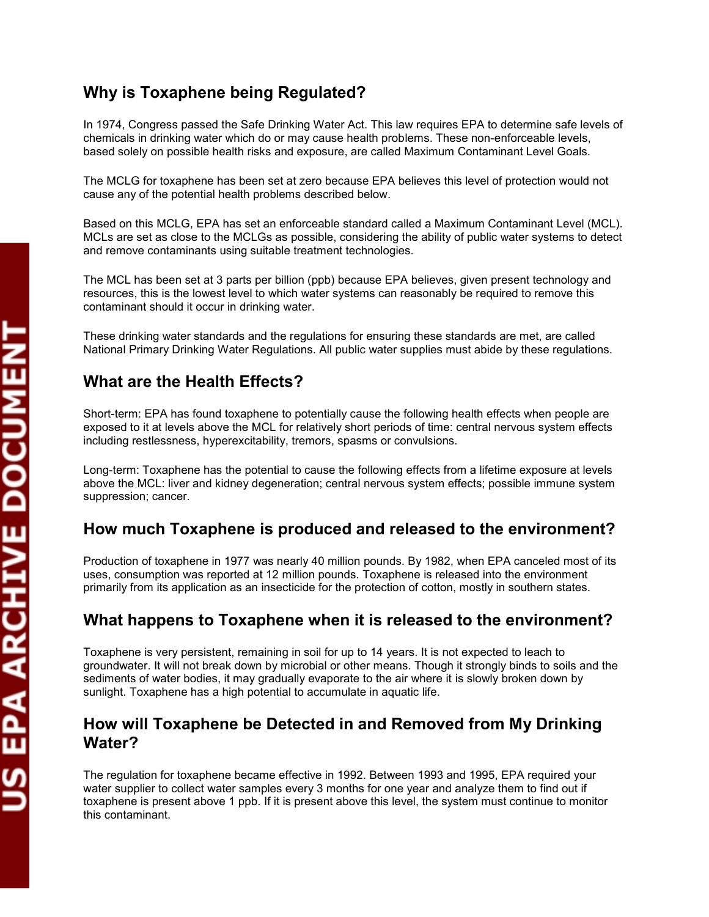## Why is Toxaphene being Regulated?

In 1974, Congress passed the Safe Drinking Water Act. This law requires EPA to determine safe levels of chemicals in drinking water which do or may cause health problems. These non-enforceable levels, based solely on possible health risks and exposure, are called Maximum Contaminant Level Goals.

The MCLG for toxaphene has been set at zero because EPA believes this level of protection would not cause any of the potential health problems described below.

Based on this MCLG, EPA has set an enforceable standard called a Maximum Contaminant Level (MCL). MCLs are set as close to the MCLGs as possible, considering the ability of public water systems to detect and remove contaminants using suitable treatment technologies.

The MCL has been set at 3 parts per billion (ppb) because EPA believes, given present technology and resources, this is the lowest level to which water systems can reasonably be required to remove this contaminant should it occur in drinking water.

These drinking water standards and the regulations for ensuring these standards are met, are called National Primary Drinking Water Regulations. All public water supplies must abide by these regulations.

## What are the Health Effects?

Short-term: EPA has found toxaphene to potentially cause the following health effects when people are exposed to it at levels above the MCL for relatively short periods of time: central nervous system effects including restlessness, hyperexcitability, tremors, spasms or convulsions.

Long-term: Toxaphene has the potential to cause the following effects from a lifetime exposure at levels above the MCL: liver and kidney degeneration; central nervous system effects; possible immune system suppression; cancer.

## How much Toxaphene is produced and released to the environment?

Production of toxaphene in 1977 was nearly 40 million pounds. By 1982, when EPA canceled most of its uses, consumption was reported at 12 million pounds. Toxaphene is released into the environment primarily from its application as an insecticide for the protection of cotton, mostly in southern states.

## What happens to Toxaphene when it is released to the environment?

Toxaphene is very persistent, remaining in soil for up to 14 years. It is not expected to leach to groundwater. It will not break down by microbial or other means. Though it strongly binds to soils and the sediments of water bodies, it may gradually evaporate to the air where it is slowly broken down by sunlight. Toxaphene has a high potential to accumulate in aquatic life.

## How will Toxaphene be Detected in and Removed from My Drinking Water?

The regulation for toxaphene became effective in 1992. Between 1993 and 1995, EPA required your water supplier to collect water samples every 3 months for one year and analyze them to find out if toxaphene is present above 1 ppb. If it is present above this level, the system must continue to monitor this contaminant.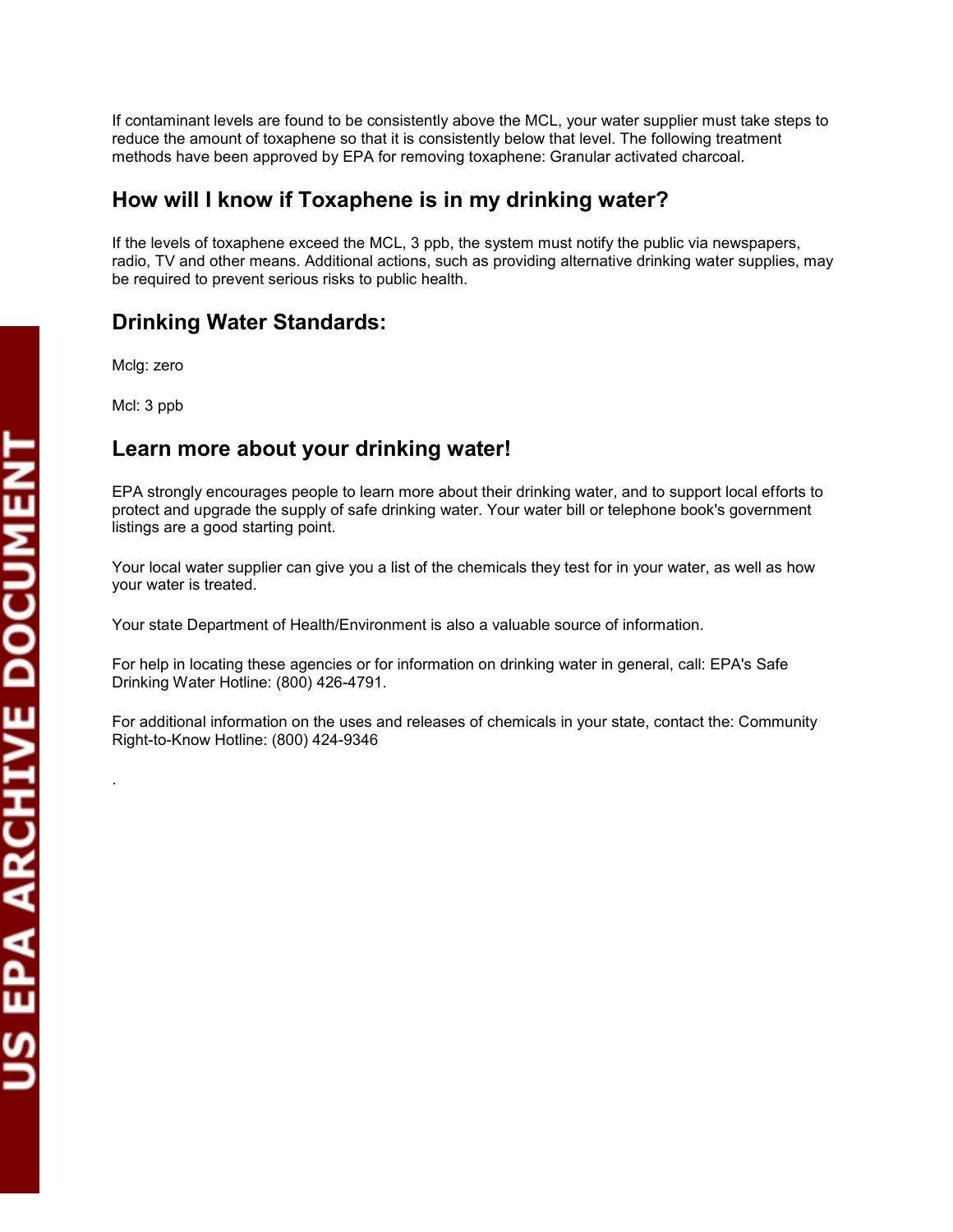If contaminant levels are found to be consistently above the MCL, your water supplier must take steps to reduce the amount of toxaphene so that it is consistently below that level. The following treatment methods have been approved by EPA for removing toxaphene: Granular activated charcoal.

## How will I know if Toxaphene is in my drinking water?

If the levels of toxaphene exceed the MCL, 3 ppb, the system must notify the public via newspapers, radio, TV and other means. Additional actions, such as providing alternative drinking water supplies, may be required to prevent serious risks to public health.

## Drinking Water Standards:

Mclg: zero

Mcl: 3 ppb

## Learn more about your drinking water!

EPA strongly encourages people to learn more about their drinking water, and to support local efforts to protect and upgrade the supply of safe drinking water. Your water bill or telephone book's government listings are a good starting point.

Your local water supplier can give you a list of the chemicals they test for in your water, as well as how your water is treated.

Your state Department of Health/Environment is also a valuable source of information.

For help in locating these agencies or for information on drinking water in general, call: EPA's Safe Drinking Water Hotline: (800) 426-4791.

For additional information on the uses and releases of chemicals in your state, contact the: Community Right-to-Know Hotline: (800) 424-9346

.